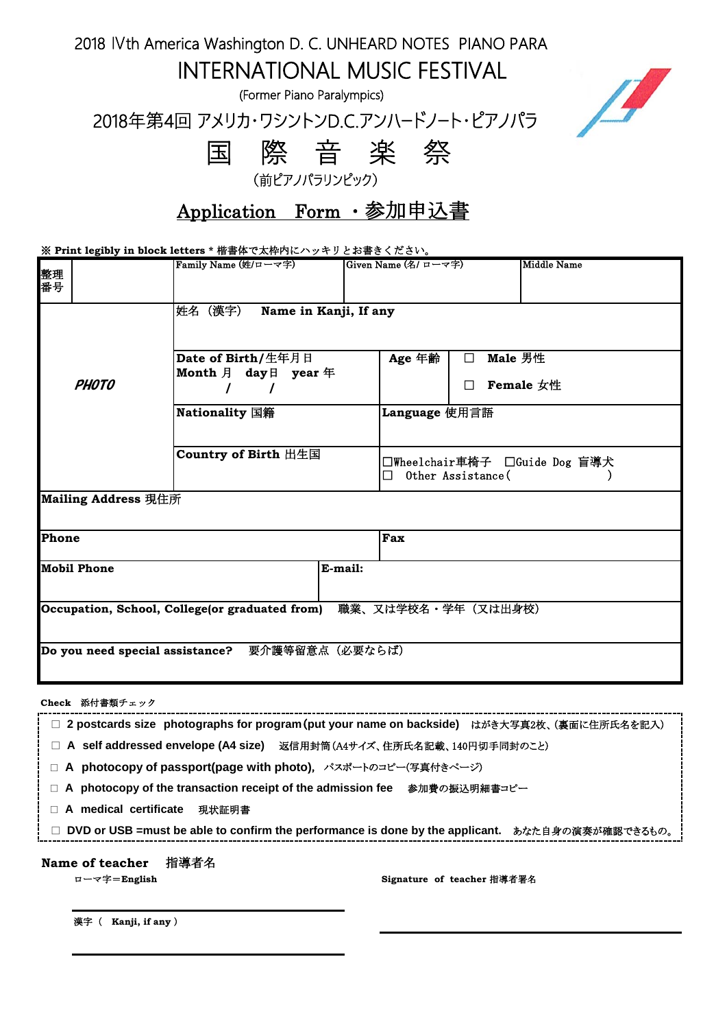2018 Ⅳth America Washington D. C. UNHEARD NOTES PIANO PARA

# INTERNATIONAL MUSIC FESTIVAL

(Former Piano Paralympics)

2018年第4回 アメリカ･ワシントンD.C.アンハードノート･ピアノパラ

# 国 際 音 楽 祭

（前ピアノパラリンピック）

## Application Form ・参加申込書

※ **Print legibly in block letters** * 楷書体で太枠内にハッキリとお書きください。

| 整理番号 | | Family Name (姓/ローマ字) | | Given Name (名/ローマ字) | Middle Name |
|---|---|---|---|---|---|
| ***PHOTO*** | | 姓名（漢字） **Name in Kanji, If any** | | | |
| | | **Date of Birth/生年月日**<br>**Month 月 day日 year 年**<br>/ / | **Age 年齢** | ☐ **Male 男性**<br>☐ **Female 女性** | |
| | | **Nationality 国籍** | **Language 使用言語** | | |
| | | **Country of Birth 出生国** | ☐Wheelchair車椅子 ☐Guide Dog 盲導犬<br>☐ Other Assistance( ) | | |
| **Mailing Address 現住所** | | | | | |
| **Phone** | | | **Fax** | | |
| **Mobil Phone** | | **E-mail:** | | | |
| **Occupation, School, College(or graduated from)** 職業、又は学校名・学年（又は出身校） | | | | | |
| **Do you need special assistance?** 要介護等留意点（必要ならば） | | | | | |

**Check** 添付書類チェック

- ☐ **2 postcards size photographs for program (put your name on backside)** はがき大写真2枚、(裏面に住所氏名を記入)
- ☐ **A self addressed envelope (A4 size)** 返信用封筒(A4サイズ、住所氏名記載、140円切手同封のこと)
- ☐ **A photocopy of passport(page with photo),** パスポートのコピー(写真付きページ)
- ☐ **A photocopy of the transaction receipt of the admission fee** 参加費の振込明細書コピー
- ☐ **A medical certificate** 現状証明書
- ☐ **DVD or USB =must be able to confirm the performance is done by the applicant.** あなた自身の演奏が確認できるもの。

**Name of teacher** 指導者名

ローマ字＝**English**

______________________

漢字（ **Kanji, if any** ）

______________________

**Signature of teacher** 指導者署名

______________________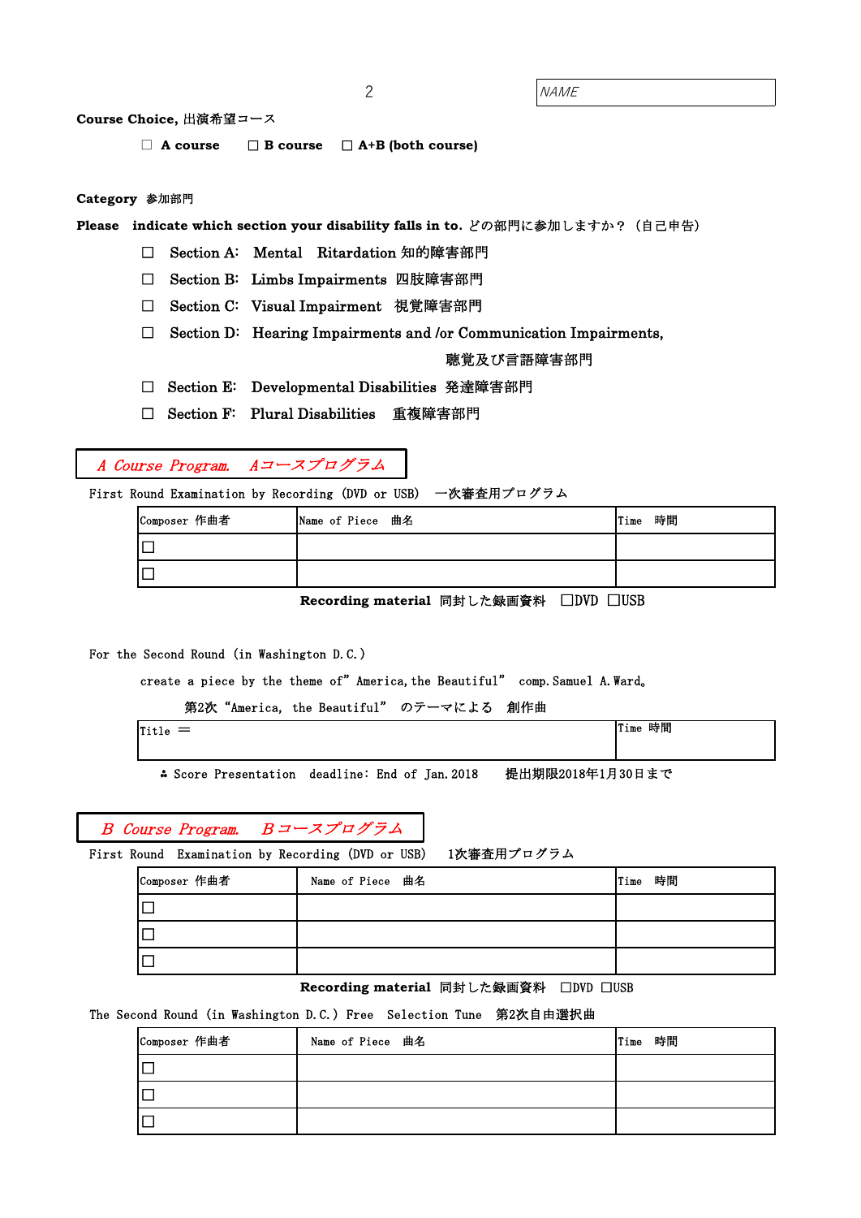NAME

**Course Choice,** 出演希望コース

☐ **A course** ☐ **B course** ☐ **A+B (both course)**

**Category** 参加部門

**Please indicate which section your disability falls in to.** どの部門に参加しますか？（自己申告）

- ☐ Section A: Mental Ritardation 知的障害部門
- ☐ Section B: Limbs Impairments 四肢障害部門
- ☐ Section C: Visual Impairment 視覚障害部門
- ☐ Section D: Hearing Impairments and /or Communication Impairments, 聴覚及び言語障害部門
- ☐ Section E: Developmental Disabilities 発達障害部門
- ☐ Section F: Plural Disabilities 重複障害部門

## *A Course Program. Aコースプログラム*

First Round Examination by Recording (DVD or USB) 一次審査用プログラム

| Composer 作曲者 | Name of Piece 曲名 | Time 時間 |
|---|---|---|
| ☐ | | |
| ☐ | | |

**Recording material** 同封した録画資料 ☐DVD ☐USB

For the Second Round (in Washington D.C.)

create a piece by the theme of" America, the Beautiful" comp. Samuel A. Ward。

第2次"America, the Beautiful" のテーマによる 創作曲

| Title ＝ | Time 時間 |
|---|---|
| | |

☘ Score Presentation deadline: End of Jan. 2018 提出期限2018年1月30日まで

## *B Course Program. Bコースプログラム*

First Round Examination by Recording (DVD or USB) 1次審査用プログラム

| Composer 作曲者 | Name of Piece 曲名 | Time 時間 |
|---|---|---|
| ☐ | | |
| ☐ | | |
| ☐ | | |

**Recording material** 同封した録画資料 ☐DVD ☐USB

The Second Round (in Washington D.C.) Free Selection Tune 第2次自由選択曲

| Composer 作曲者 | Name of Piece 曲名 | Time 時間 |
|---|---|---|
| ☐ | | |
| ☐ | | |
| ☐ | | |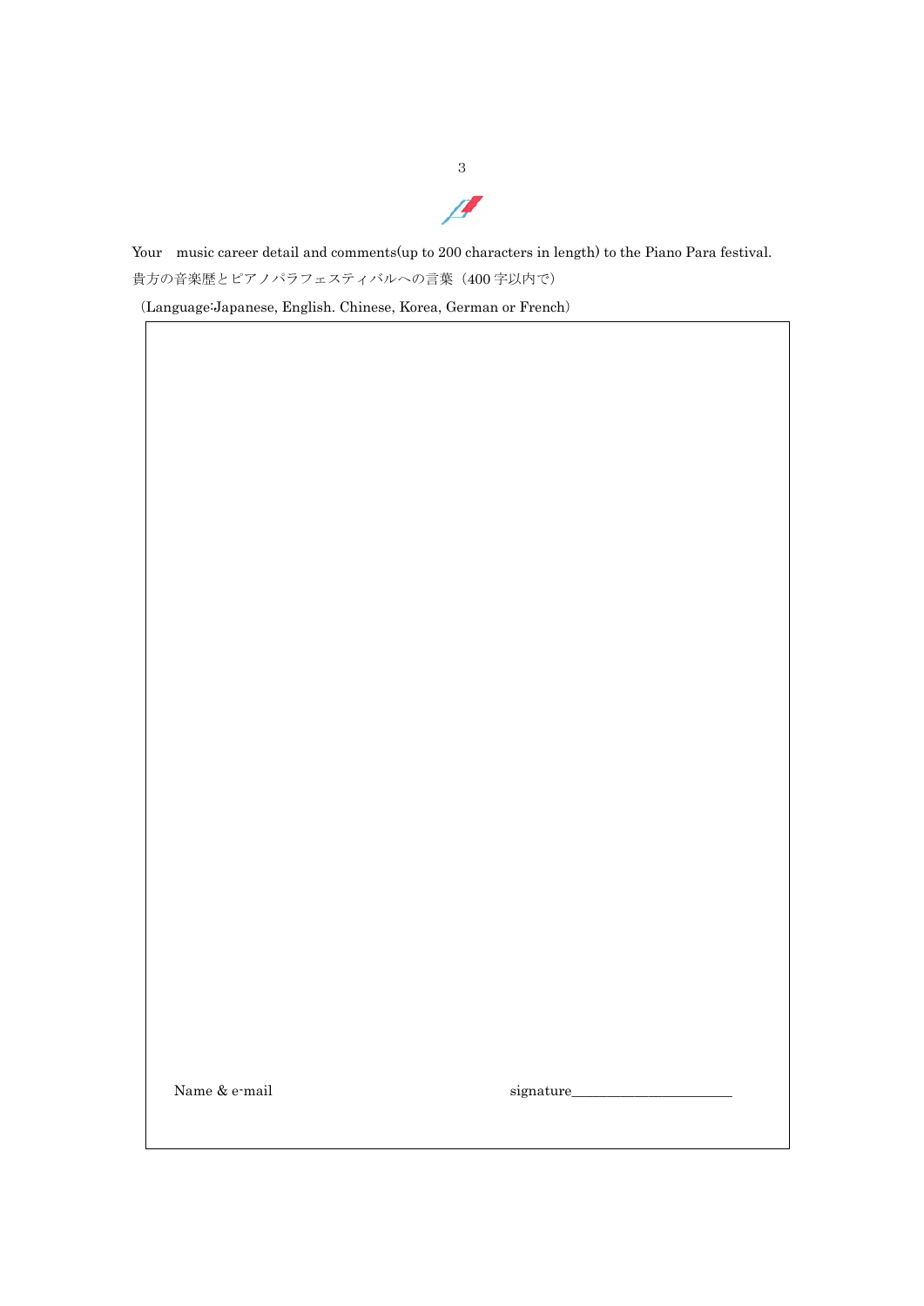Your　music career detail and comments(up to 200 characters in length) to the Piano Para festival.

貴方の音楽歴とピアノパラフェスティバルへの言葉（400 字以内で）

（Language:Japanese, English. Chinese, Korea, German or French）

Name & e-mail　　　　　　　　　　　　　　signature______________________